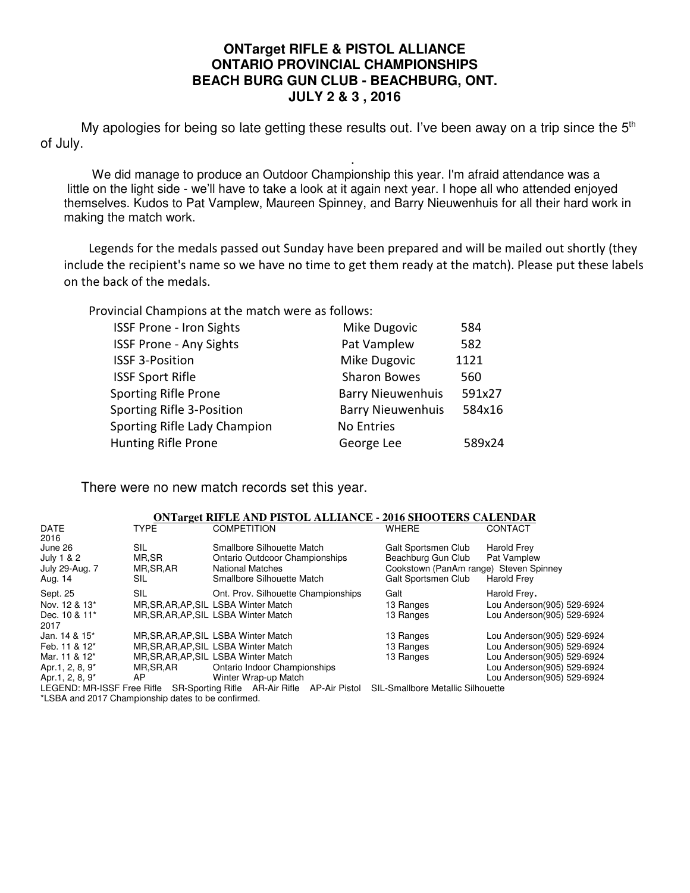# ONTarget RIFLE & PISTOL ALLIANCE
# ONTARIO PROVINCIAL CHAMPIONSHIPS
# BEACH BURG GUN CLUB - BEACHBURG, ONT.
# JULY 2 & 3 , 2016

My apologies for being so late getting these results out. I've been away on a trip since the 5th of July.

.

We did manage to produce an Outdoor Championship this year. I'm afraid attendance was a little on the light side - we'll have to take a look at it again next year. I hope all who attended enjoyed themselves. Kudos to Pat Vamplew, Maureen Spinney, and Barry Nieuwenhuis for all their hard work in making the match work.

Legends for the medals passed out Sunday have been prepared and will be mailed out shortly (they include the recipient's name so we have no time to get them ready at the match). Please put these labels on the back of the medals.

Provincial Champions at the match were as follows:

| | | |
|---|---|---|
| ISSF Prone - Iron Sights | Mike Dugovic | 584 |
| ISSF Prone - Any Sights | Pat Vamplew | 582 |
| ISSF 3-Position | Mike Dugovic | 1121 |
| ISSF Sport Rifle | Sharon Bowes | 560 |
| Sporting Rifle Prone | Barry Nieuwenhuis | 591x27 |
| Sporting Rifle 3-Position | Barry Nieuwenhuis | 584x16 |
| Sporting Rifle Lady Champion | No Entries | |
| Hunting Rifle Prone | George Lee | 589x24 |

There were no new match records set this year.

## ONTarget RIFLE AND PISTOL ALLIANCE - 2016 SHOOTERS CALENDAR

| DATE | TYPE | COMPETITION | WHERE | CONTACT |
|---|---|---|---|---|
| 2016 | | | | |
| June 26 | SIL | Smallbore Silhouette Match | Galt Sportsmen Club | Harold Frey |
| July 1 & 2 | MR,SR | Ontario Outdcoor Championships | Beachburg Gun Club | Pat Vamplew |
| July 29-Aug. 7 | MR,SR,AR | National Matches | Cookstown (PanAm range) | Steven Spinney |
| Aug. 14 | SIL | Smallbore Silhouette Match | Galt Sportsmen Club | Harold Frey |
| Sept. 25 | SIL | Ont. Prov. Silhouette Championships | Galt | Harold Frey. |
| Nov. 12 & 13* | MR,SR,AR,AP,SIL | LSBA Winter Match | 13 Ranges | Lou Anderson(905) 529-6924 |
| Dec. 10 & 11* | MR,SR,AR,AP,SIL | LSBA Winter Match | 13 Ranges | Lou Anderson(905) 529-6924 |
| 2017 | | | | |
| Jan. 14 & 15* | MR,SR,AR,AP,SIL | LSBA Winter Match | 13 Ranges | Lou Anderson(905) 529-6924 |
| Feb. 11 & 12* | MR,SR,AR,AP,SIL | LSBA Winter Match | 13 Ranges | Lou Anderson(905) 529-6924 |
| Mar. 11 & 12* | MR,SR,AR,AP,SIL | LSBA Winter Match | 13 Ranges | Lou Anderson(905) 529-6924 |
| Apr.1, 2, 8, 9* | MR,SR,AR | Ontario Indoor Championships | | Lou Anderson(905) 529-6924 |
| Apr.1, 2, 8, 9* | AP | Winter Wrap-up Match | | Lou Anderson(905) 529-6924 |

LEGEND: MR-ISSF Free Rifle SR-Sporting Rifle AR-Air Rifle AP-Air Pistol SIL-Smallbore Metallic Silhouette

*LSBA and 2017 Championship dates to be confirmed.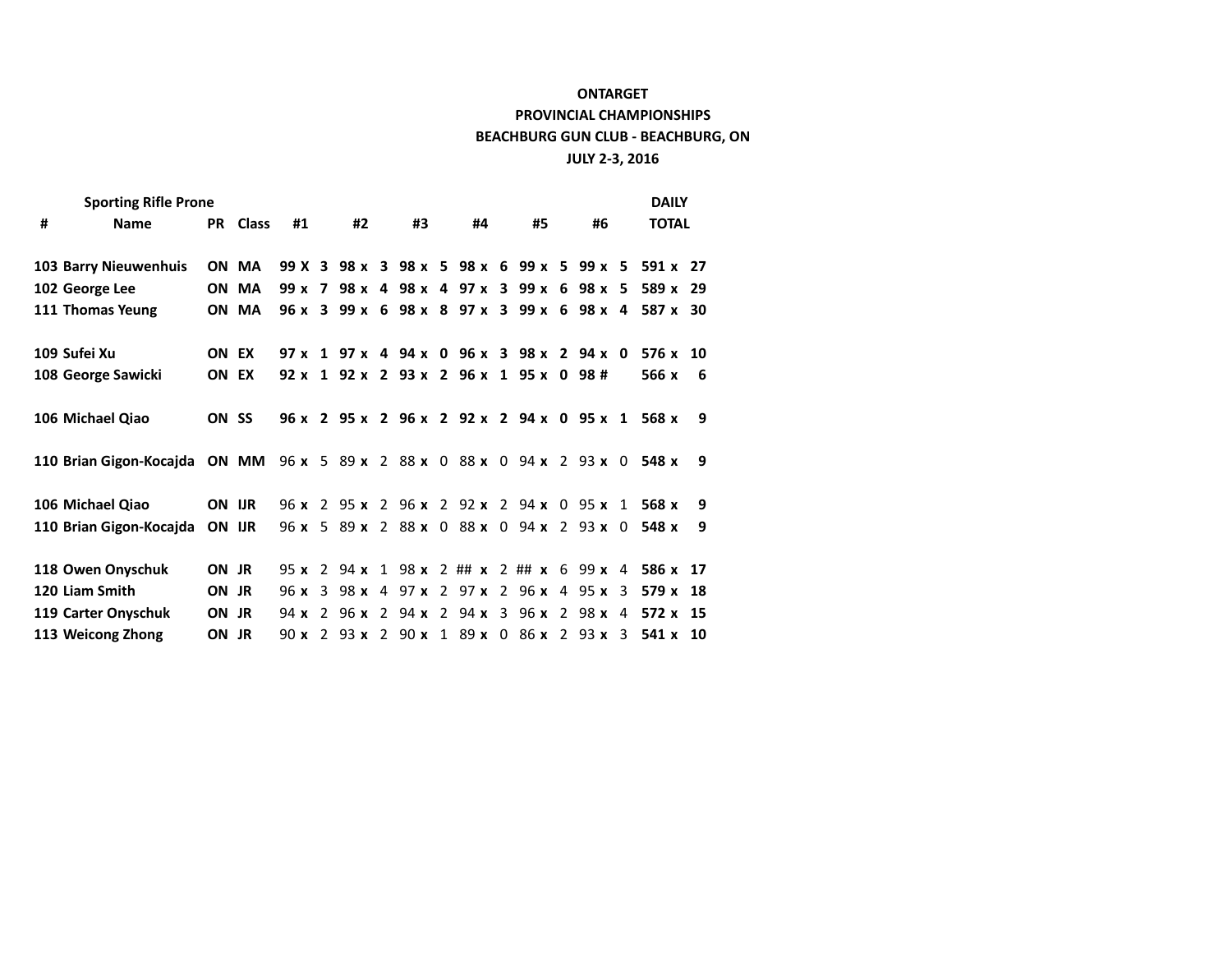**ONTARGET**

**PROVINCIAL CHAMPIONSHIPS**

**BEACHBURG GUN CLUB - BEACHBURG, ON**

**JULY 2-3, 2016**

| # | Name | PR | Class | #1 | | #2 | | #3 | | #4 | | #5 | | #6 | | DAILY TOTAL | |
|---|---|---|---|---|---|---|---|---|---|---|---|---|---|---|---|---|---|
| | **Sporting Rifle Prone** | | | | | | | | | | | | | | | | |
| 103 | Barry Nieuwenhuis | ON | MA | 99 X | 3 | 98 x | 3 | 98 x | 5 | 98 x | 6 | 99 x | 5 | 99 x | 5 | 591 x | 27 |
| 102 | George Lee | ON | MA | 99 x | 7 | 98 x | 4 | 98 x | 4 | 97 x | 3 | 99 x | 6 | 98 x | 5 | 589 x | 29 |
| 111 | Thomas Yeung | ON | MA | 96 x | 3 | 99 x | 6 | 98 x | 8 | 97 x | 3 | 99 x | 6 | 98 x | 4 | 587 x | 30 |
| | | | | | | | | | | | | | | | | | |
| 109 | Sufei Xu | ON | EX | 97 x | 1 | 97 x | 4 | 94 x | 0 | 96 x | 3 | 98 x | 2 | 94 x | 0 | 576 x | 10 |
| 108 | George Sawicki | ON | EX | 92 x | 1 | 92 x | 2 | 93 x | 2 | 96 x | 1 | 95 x | 0 | 98 # | | 566 x | 6 |
| | | | | | | | | | | | | | | | | | |
| 106 | Michael Qiao | ON | SS | 96 x | 2 | 95 x | 2 | 96 x | 2 | 92 x | 2 | 94 x | 0 | 95 x | 1 | 568 x | 9 |
| | | | | | | | | | | | | | | | | | |
| 110 | Brian Gigon-Kocajda | ON | MM | 96 x | 5 | 89 x | 2 | 88 x | 0 | 88 x | 0 | 94 x | 2 | 93 x | 0 | 548 x | 9 |
| | | | | | | | | | | | | | | | | | |
| 106 | Michael Qiao | ON | IJR | 96 x | 2 | 95 x | 2 | 96 x | 2 | 92 x | 2 | 94 x | 0 | 95 x | 1 | 568 x | 9 |
| 110 | Brian Gigon-Kocajda | ON | IJR | 96 x | 5 | 89 x | 2 | 88 x | 0 | 88 x | 0 | 94 x | 2 | 93 x | 0 | 548 x | 9 |
| | | | | | | | | | | | | | | | | | |
| 118 | Owen Onyschuk | ON | JR | 95 x | 2 | 94 x | 1 | 98 x | 2 | ## x | 2 | ## x | 6 | 99 x | 4 | 586 x | 17 |
| 120 | Liam Smith | ON | JR | 96 x | 3 | 98 x | 4 | 97 x | 2 | 97 x | 2 | 96 x | 4 | 95 x | 3 | 579 x | 18 |
| 119 | Carter Onyschuk | ON | JR | 94 x | 2 | 96 x | 2 | 94 x | 2 | 94 x | 3 | 96 x | 2 | 98 x | 4 | 572 x | 15 |
| 113 | Weicong Zhong | ON | JR | 90 x | 2 | 93 x | 2 | 90 x | 1 | 89 x | 0 | 86 x | 2 | 93 x | 3 | 541 x | 10 |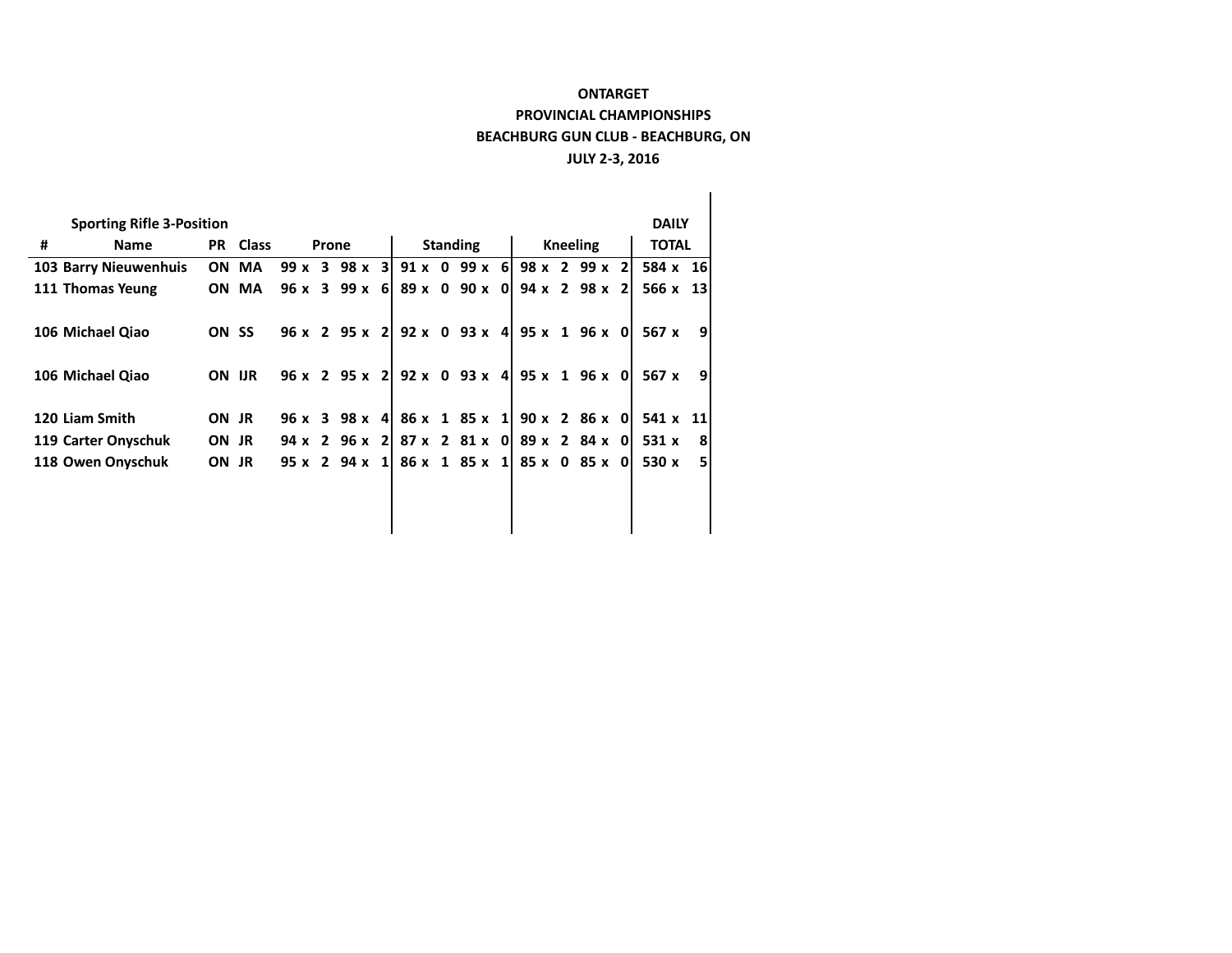**ONTARGET**

**PROVINCIAL CHAMPIONSHIPS**

**BEACHBURG GUN CLUB - BEACHBURG, ON**

**JULY 2-3, 2016**

**Sporting Rifle 3-Position**

| # | Name | PR | Class | Prone | | | | Standing | | | | Kneeling | | | | DAILY TOTAL | |
|---|---|---|---|---|---|---|---|---|---|---|---|---|---|---|---|---|---|
| 103 | Barry Nieuwenhuis | ON | MA | 99 x | 3 | 98 x | 3 | 91 x | 0 | 99 x | 6 | 98 x | 2 | 99 x | 2 | 584 x | 16 |
| 111 | Thomas Yeung | ON | MA | 96 x | 3 | 99 x | 6 | 89 x | 0 | 90 x | 0 | 94 x | 2 | 98 x | 2 | 566 x | 13 |
| | | | | | | | | | | | | | | | | | |
| 106 | Michael Qiao | ON | SS | 96 x | 2 | 95 x | 2 | 92 x | 0 | 93 x | 4 | 95 x | 1 | 96 x | 0 | 567 x | 9 |
| | | | | | | | | | | | | | | | | | |
| 106 | Michael Qiao | ON | IJR | 96 x | 2 | 95 x | 2 | 92 x | 0 | 93 x | 4 | 95 x | 1 | 96 x | 0 | 567 x | 9 |
| | | | | | | | | | | | | | | | | | |
| 120 | Liam Smith | ON | JR | 96 x | 3 | 98 x | 4 | 86 x | 1 | 85 x | 1 | 90 x | 2 | 86 x | 0 | 541 x | 11 |
| 119 | Carter Onyschuk | ON | JR | 94 x | 2 | 96 x | 2 | 87 x | 2 | 81 x | 0 | 89 x | 2 | 84 x | 0 | 531 x | 8 |
| 118 | Owen Onyschuk | ON | JR | 95 x | 2 | 94 x | 1 | 86 x | 1 | 85 x | 1 | 85 x | 0 | 85 x | 0 | 530 x | 5 |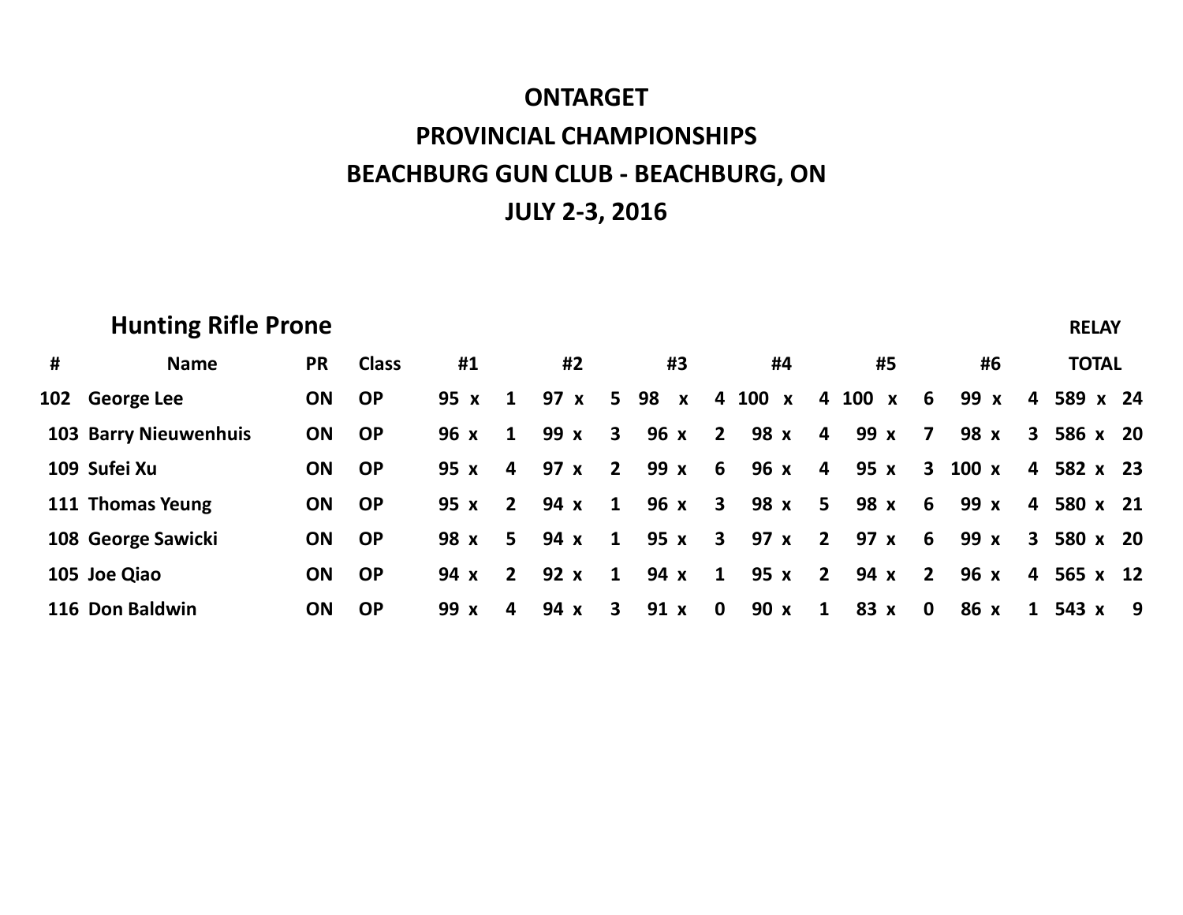# ONTARGET

# PROVINCIAL CHAMPIONSHIPS

# BEACHBURG GUN CLUB - BEACHBURG, ON

# JULY 2-3, 2016

## Hunting Rifle Prone

RELAY

| # | Name | PR | Class | #1 | | | #2 | | | #3 | | | #4 | | | #5 | | | #6 | | | TOTAL | | |
|---|---|---|---|---|---|---|---|---|---|---|---|---|---|---|---|---|---|---|---|---|---|---|---|---|
| 102 | George Lee | ON | OP | 95 | x | 1 | 97 | x | 5 | 98 | x | 4 | 100 | x | 4 | 100 | x | 6 | 99 | x | 4 | 589 | x | 24 |
| 103 | Barry Nieuwenhuis | ON | OP | 96 | x | 1 | 99 | x | 3 | 96 | x | 2 | 98 | x | 4 | 99 | x | 7 | 98 | x | 3 | 586 | x | 20 |
| 109 | Sufei Xu | ON | OP | 95 | x | 4 | 97 | x | 2 | 99 | x | 6 | 96 | x | 4 | 95 | x | 3 | 100 | x | 4 | 582 | x | 23 |
| 111 | Thomas Yeung | ON | OP | 95 | x | 2 | 94 | x | 1 | 96 | x | 3 | 98 | x | 5 | 98 | x | 6 | 99 | x | 4 | 580 | x | 21 |
| 108 | George Sawicki | ON | OP | 98 | x | 5 | 94 | x | 1 | 95 | x | 3 | 97 | x | 2 | 97 | x | 6 | 99 | x | 3 | 580 | x | 20 |
| 105 | Joe Qiao | ON | OP | 94 | x | 2 | 92 | x | 1 | 94 | x | 1 | 95 | x | 2 | 94 | x | 2 | 96 | x | 4 | 565 | x | 12 |
| 116 | Don Baldwin | ON | OP | 99 | x | 4 | 94 | x | 3 | 91 | x | 0 | 90 | x | 1 | 83 | x | 0 | 86 | x | 1 | 543 | x | 9 |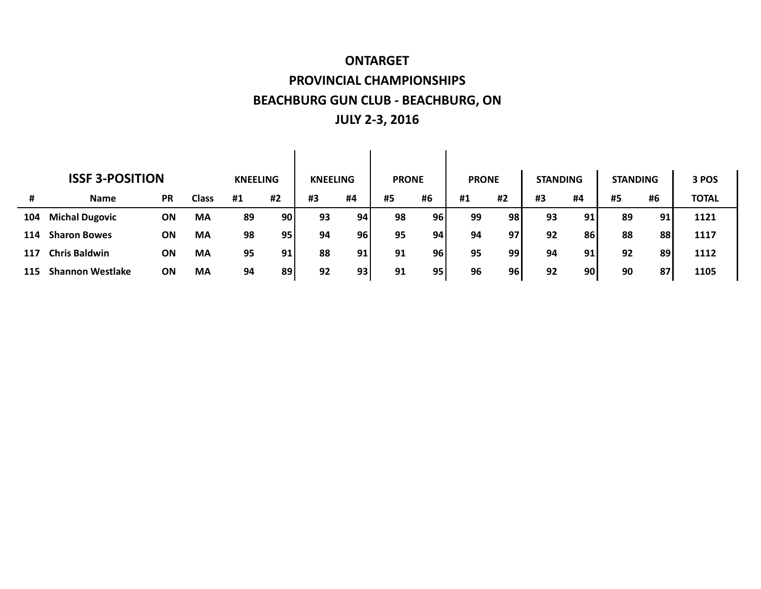# ONTARGET

## PROVINCIAL CHAMPIONSHIPS

## BEACHBURG GUN CLUB - BEACHBURG, ON

## JULY 2-3, 2016

| ISSF 3-POSITION | | | | KNEELING | | KNEELING | | PRONE | | PRONE | | STANDING | | STANDING | | 3 POS |
|---|---|---|---|---|---|---|---|---|---|---|---|---|---|---|---|---|
| # | Name | PR | Class | #1 | #2 | #3 | #4 | #5 | #6 | #1 | #2 | #3 | #4 | #5 | #6 | TOTAL |
| 104 | Michal Dugovic | ON | MA | 89 | 90 | 93 | 94 | 98 | 96 | 99 | 98 | 93 | 91 | 89 | 91 | 1121 |
| 114 | Sharon Bowes | ON | MA | 98 | 95 | 94 | 96 | 95 | 94 | 94 | 97 | 92 | 86 | 88 | 88 | 1117 |
| 117 | Chris Baldwin | ON | MA | 95 | 91 | 88 | 91 | 91 | 96 | 95 | 99 | 94 | 91 | 92 | 89 | 1112 |
| 115 | Shannon Westlake | ON | MA | 94 | 89 | 92 | 93 | 91 | 95 | 96 | 96 | 92 | 90 | 90 | 87 | 1105 |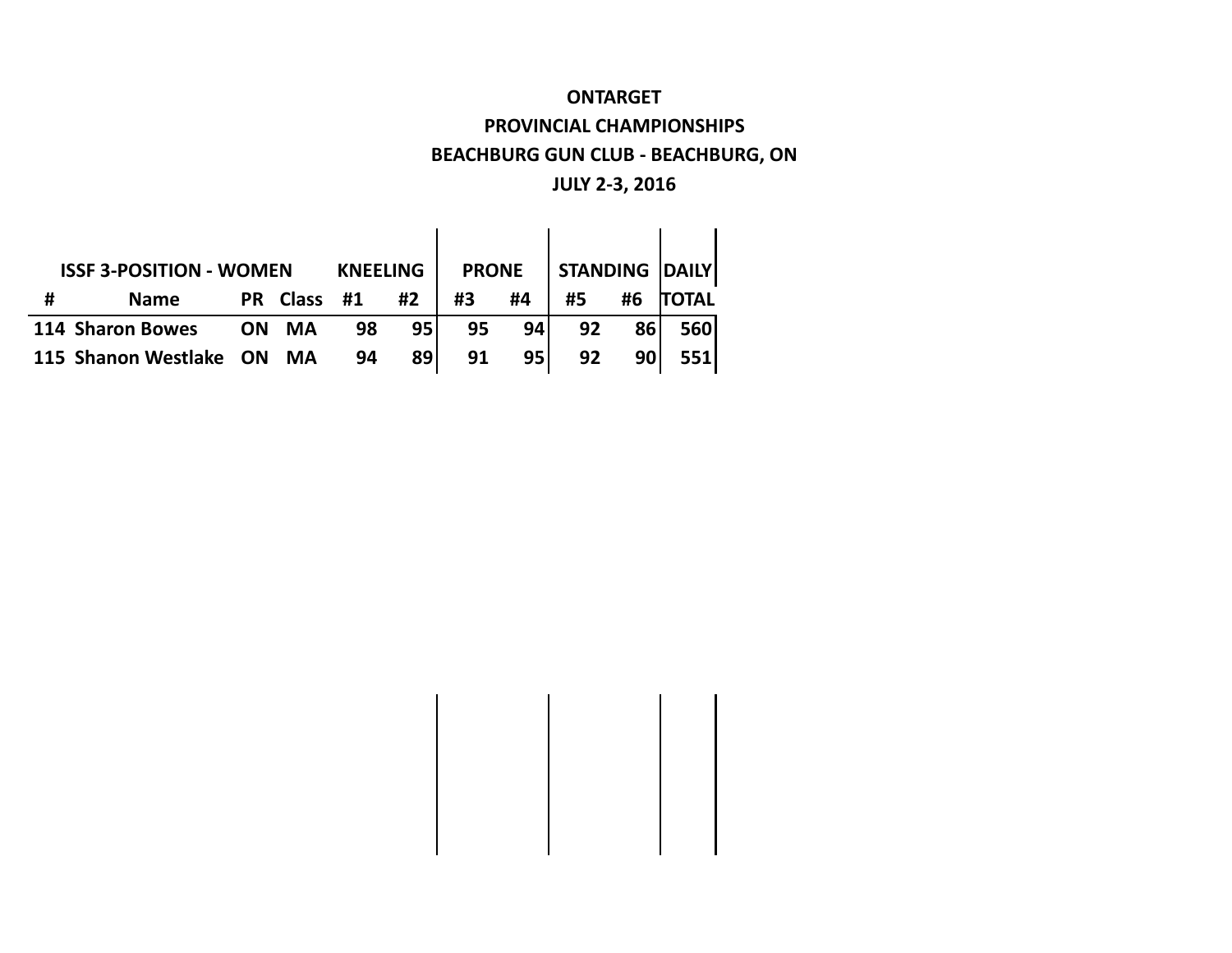**ONTARGET**

**PROVINCIAL CHAMPIONSHIPS**

**BEACHBURG GUN CLUB - BEACHBURG, ON**

**JULY 2-3, 2016**

| ISSF 3-POSITION - WOMEN | | | | KNEELING | | PRONE | | STANDING | | DAILY |
|---|---|---|---|---|---|---|---|---|---|---|
| # | Name | PR | Class | #1 | #2 | #3 | #4 | #5 | #6 | TOTAL |
| 114 | Sharon Bowes | ON | MA | 98 | 95 | 95 | 94 | 92 | 86 | 560 |
| 115 | Shanon Westlake | ON | MA | 94 | 89 | 91 | 95 | 92 | 90 | 551 |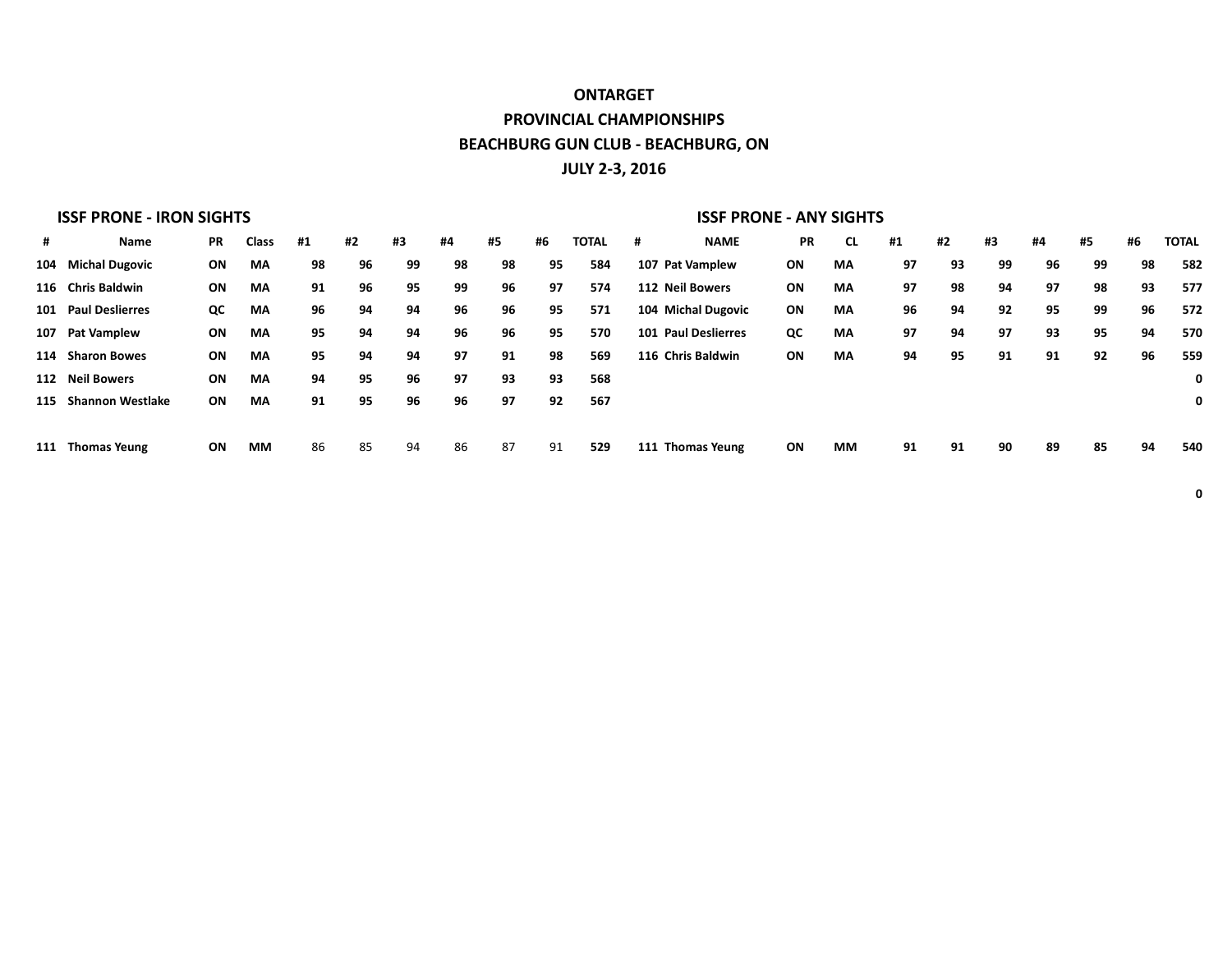# ONTARGET
# PROVINCIAL CHAMPIONSHIPS
# BEACHBURG GUN CLUB - BEACHBURG, ON
# JULY 2-3, 2016

## ISSF PRONE - IRON SIGHTS

| # | Name | PR | Class | #1 | #2 | #3 | #4 | #5 | #6 | TOTAL |
|---|---|---|---|---|---|---|---|---|---|---|
| 104 | Michal Dugovic | ON | MA | 98 | 96 | 99 | 98 | 98 | 95 | 584 |
| 116 | Chris Baldwin | ON | MA | 91 | 96 | 95 | 99 | 96 | 97 | 574 |
| 101 | Paul Deslierres | QC | MA | 96 | 94 | 94 | 96 | 96 | 95 | 571 |
| 107 | Pat Vamplew | ON | MA | 95 | 94 | 94 | 96 | 96 | 95 | 570 |
| 114 | Sharon Bowes | ON | MA | 95 | 94 | 94 | 97 | 91 | 98 | 569 |
| 112 | Neil Bowers | ON | MA | 94 | 95 | 96 | 97 | 93 | 93 | 568 |
| 115 | Shannon Westlake | ON | MA | 91 | 95 | 96 | 96 | 97 | 92 | 567 |
| 111 | Thomas Yeung | ON | MM | 86 | 85 | 94 | 86 | 87 | 91 | 529 |

## ISSF PRONE - ANY SIGHTS

| # | NAME | PR | CL | #1 | #2 | #3 | #4 | #5 | #6 | TOTAL |
|---|---|---|---|---|---|---|---|---|---|---|
| 107 | Pat Vamplew | ON | MA | 97 | 93 | 99 | 96 | 99 | 98 | 582 |
| 112 | Neil Bowers | ON | MA | 97 | 98 | 94 | 97 | 98 | 93 | 577 |
| 104 | Michal Dugovic | ON | MA | 96 | 94 | 92 | 95 | 99 | 96 | 572 |
| 101 | Paul Deslierres | QC | MA | 97 | 94 | 97 | 93 | 95 | 94 | 570 |
| 116 | Chris Baldwin | ON | MA | 94 | 95 | 91 | 91 | 92 | 96 | 559 |
| | | | | | | | | | | 0 |
| | | | | | | | | | | 0 |
| 111 | Thomas Yeung | ON | MM | 91 | 91 | 90 | 89 | 85 | 94 | 540 |
| | | | | | | | | | | 0 |